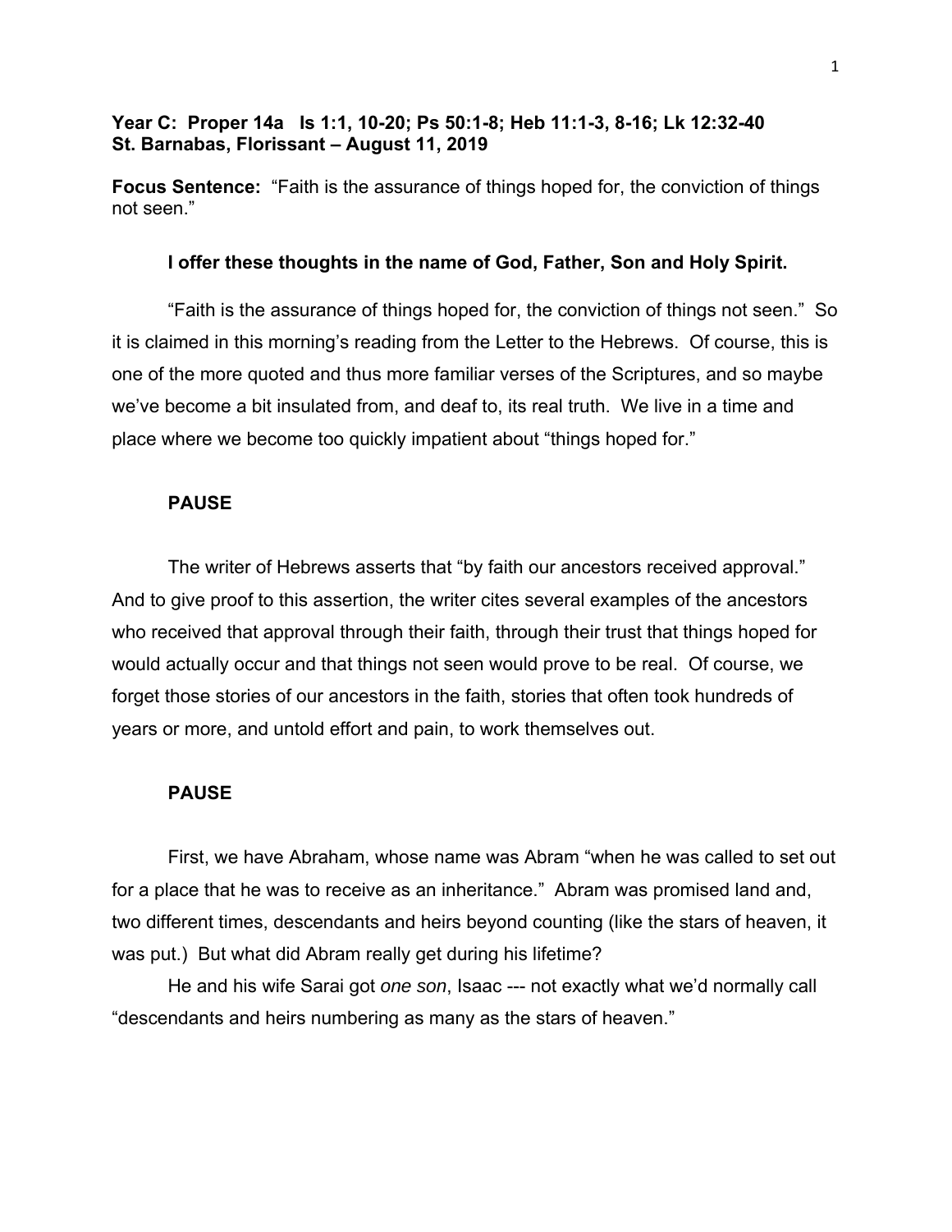**Year C: Proper 14a Is 1:1, 10-20; Ps 50:1-8; Heb 11:1-3, 8-16; Lk 12:32-40**
**St. Barnabas, Florissant – August 11, 2019**

**Focus Sentence:** "Faith is the assurance of things hoped for, the conviction of things not seen."

**I offer these thoughts in the name of God, Father, Son and Holy Spirit.**

"Faith is the assurance of things hoped for, the conviction of things not seen." So it is claimed in this morning's reading from the Letter to the Hebrews. Of course, this is one of the more quoted and thus more familiar verses of the Scriptures, and so maybe we've become a bit insulated from, and deaf to, its real truth. We live in a time and place where we become too quickly impatient about "things hoped for."

**PAUSE**

The writer of Hebrews asserts that "by faith our ancestors received approval." And to give proof to this assertion, the writer cites several examples of the ancestors who received that approval through their faith, through their trust that things hoped for would actually occur and that things not seen would prove to be real. Of course, we forget those stories of our ancestors in the faith, stories that often took hundreds of years or more, and untold effort and pain, to work themselves out.

**PAUSE**

First, we have Abraham, whose name was Abram "when he was called to set out for a place that he was to receive as an inheritance." Abram was promised land and, two different times, descendants and heirs beyond counting (like the stars of heaven, it was put.) But what did Abram really get during his lifetime?

He and his wife Sarai got *one son*, Isaac --- not exactly what we'd normally call "descendants and heirs numbering as many as the stars of heaven."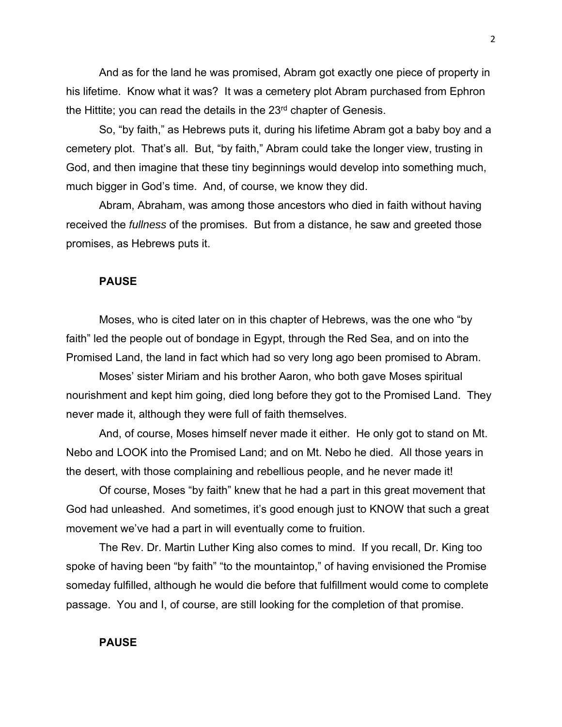And as for the land he was promised, Abram got exactly one piece of property in his lifetime. Know what it was? It was a cemetery plot Abram purchased from Ephron the Hittite; you can read the details in the 23rd chapter of Genesis.

So, "by faith," as Hebrews puts it, during his lifetime Abram got a baby boy and a cemetery plot. That's all. But, "by faith," Abram could take the longer view, trusting in God, and then imagine that these tiny beginnings would develop into something much, much bigger in God's time. And, of course, we know they did.

Abram, Abraham, was among those ancestors who died in faith without having received the *fullness* of the promises. But from a distance, he saw and greeted those promises, as Hebrews puts it.

**PAUSE**

Moses, who is cited later on in this chapter of Hebrews, was the one who "by faith" led the people out of bondage in Egypt, through the Red Sea, and on into the Promised Land, the land in fact which had so very long ago been promised to Abram.

Moses' sister Miriam and his brother Aaron, who both gave Moses spiritual nourishment and kept him going, died long before they got to the Promised Land. They never made it, although they were full of faith themselves.

And, of course, Moses himself never made it either. He only got to stand on Mt. Nebo and LOOK into the Promised Land; and on Mt. Nebo he died. All those years in the desert, with those complaining and rebellious people, and he never made it!

Of course, Moses "by faith" knew that he had a part in this great movement that God had unleashed. And sometimes, it's good enough just to KNOW that such a great movement we've had a part in will eventually come to fruition.

The Rev. Dr. Martin Luther King also comes to mind. If you recall, Dr. King too spoke of having been "by faith" "to the mountaintop," of having envisioned the Promise someday fulfilled, although he would die before that fulfillment would come to complete passage. You and I, of course, are still looking for the completion of that promise.

**PAUSE**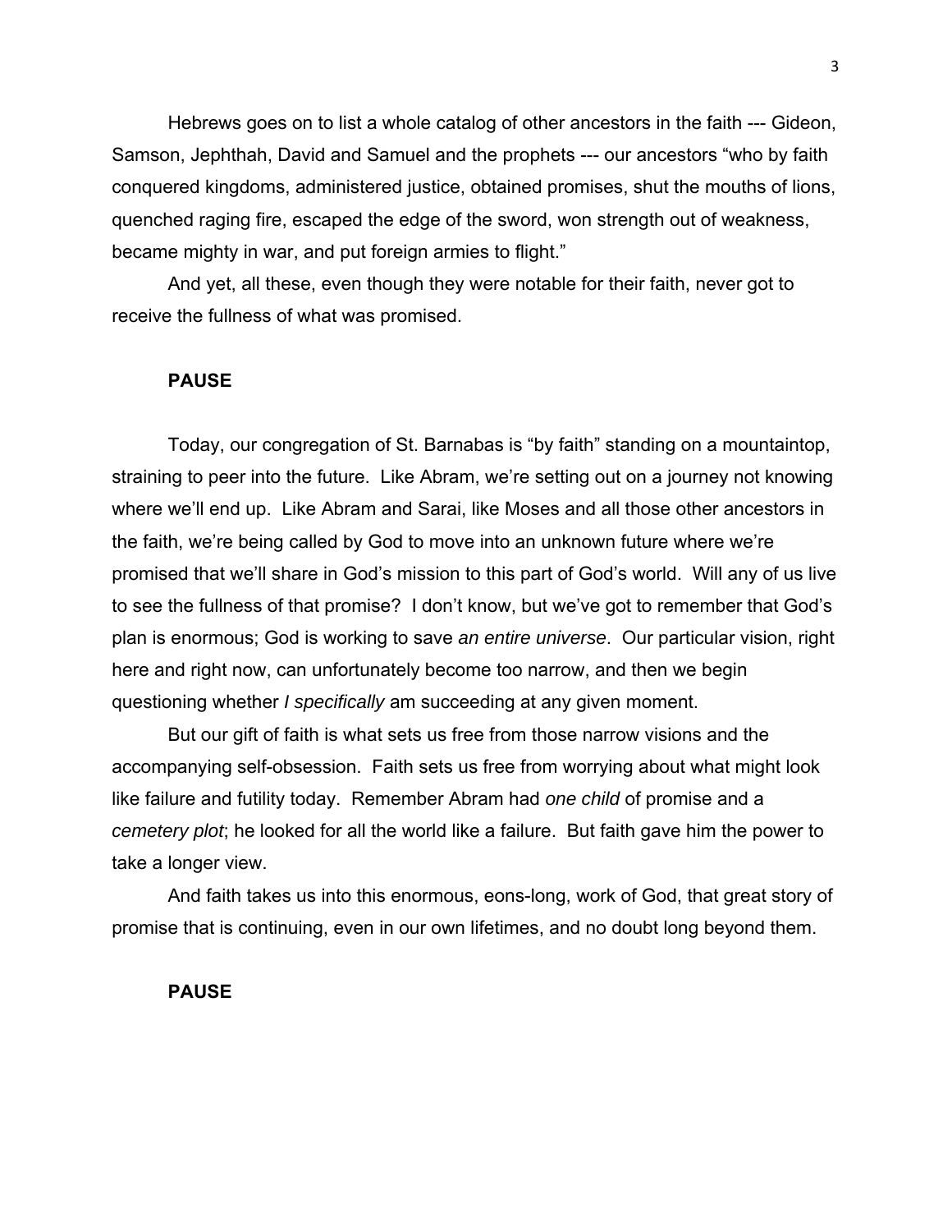Hebrews goes on to list a whole catalog of other ancestors in the faith --- Gideon, Samson, Jephthah, David and Samuel and the prophets --- our ancestors "who by faith conquered kingdoms, administered justice, obtained promises, shut the mouths of lions, quenched raging fire, escaped the edge of the sword, won strength out of weakness, became mighty in war, and put foreign armies to flight."

And yet, all these, even though they were notable for their faith, never got to receive the fullness of what was promised.

**PAUSE**

Today, our congregation of St. Barnabas is "by faith" standing on a mountaintop, straining to peer into the future. Like Abram, we're setting out on a journey not knowing where we'll end up. Like Abram and Sarai, like Moses and all those other ancestors in the faith, we're being called by God to move into an unknown future where we're promised that we'll share in God's mission to this part of God's world. Will any of us live to see the fullness of that promise? I don't know, but we've got to remember that God's plan is enormous; God is working to save *an entire universe*. Our particular vision, right here and right now, can unfortunately become too narrow, and then we begin questioning whether *I specifically* am succeeding at any given moment.

But our gift of faith is what sets us free from those narrow visions and the accompanying self-obsession. Faith sets us free from worrying about what might look like failure and futility today. Remember Abram had *one child* of promise and a *cemetery plot*; he looked for all the world like a failure. But faith gave him the power to take a longer view.

And faith takes us into this enormous, eons-long, work of God, that great story of promise that is continuing, even in our own lifetimes, and no doubt long beyond them.

**PAUSE**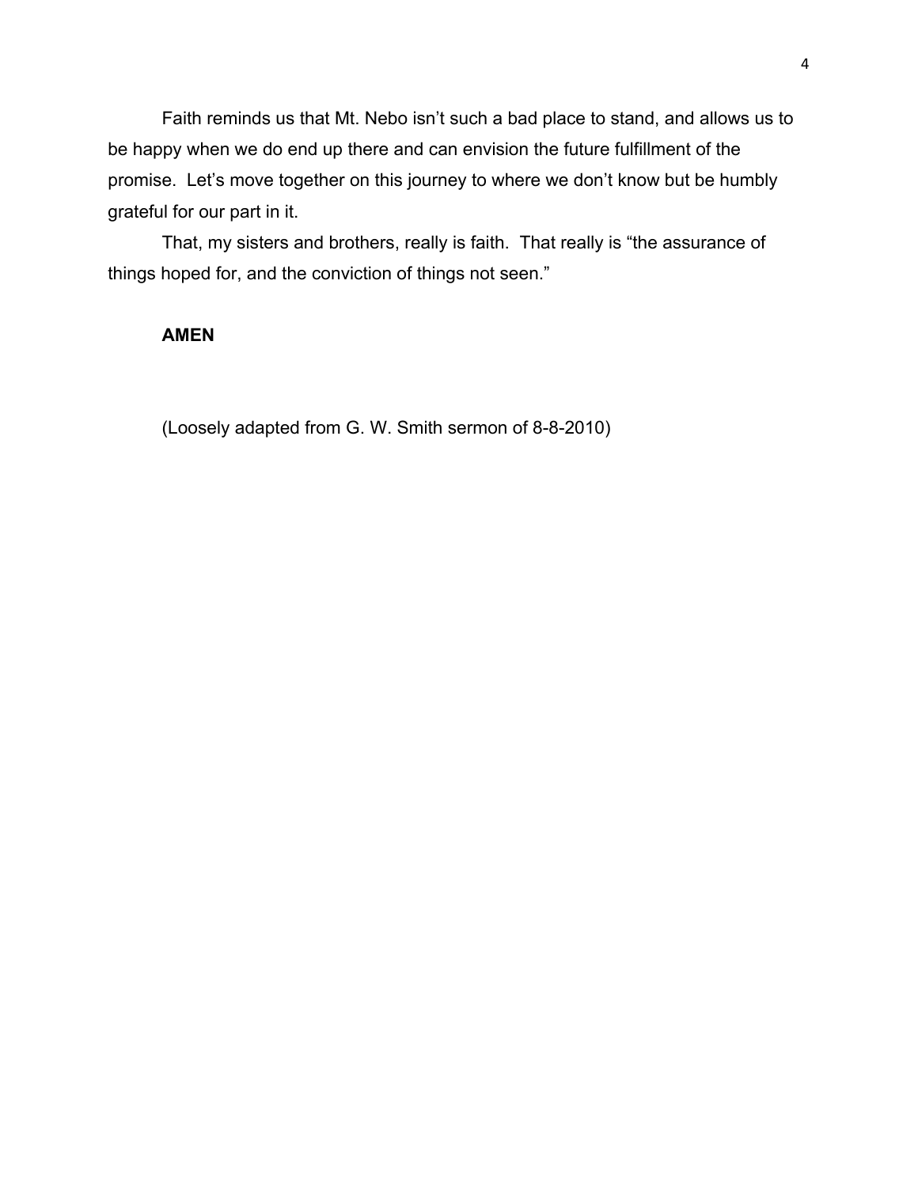Faith reminds us that Mt. Nebo isn't such a bad place to stand, and allows us to be happy when we do end up there and can envision the future fulfillment of the promise. Let's move together on this journey to where we don't know but be humbly grateful for our part in it.

That, my sisters and brothers, really is faith. That really is "the assurance of things hoped for, and the conviction of things not seen."

**AMEN**

(Loosely adapted from G. W. Smith sermon of 8-8-2010)